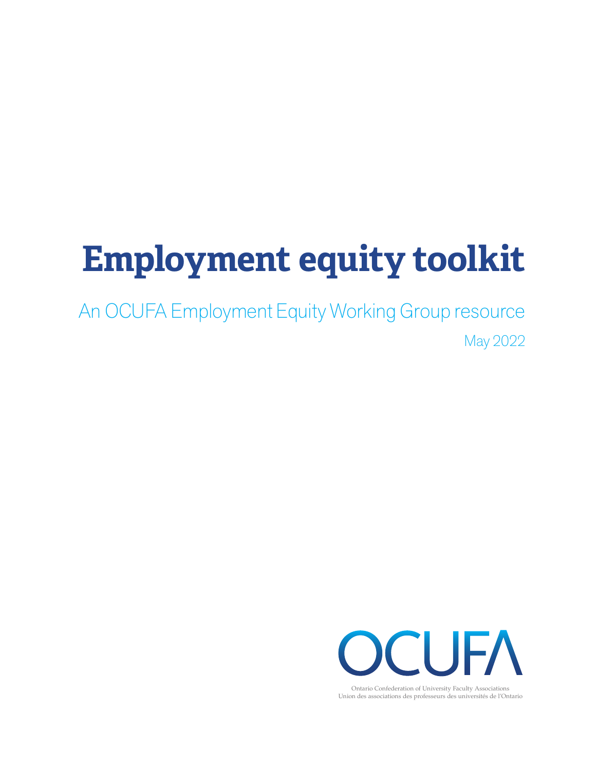# Employment equity toolkit

## An OCUFA Employment Equity Working Group resource

May 2022

OCUFA

Ontario Confederation of University Faculty Associations
Union des associations des professeurs des universités de l'Ontario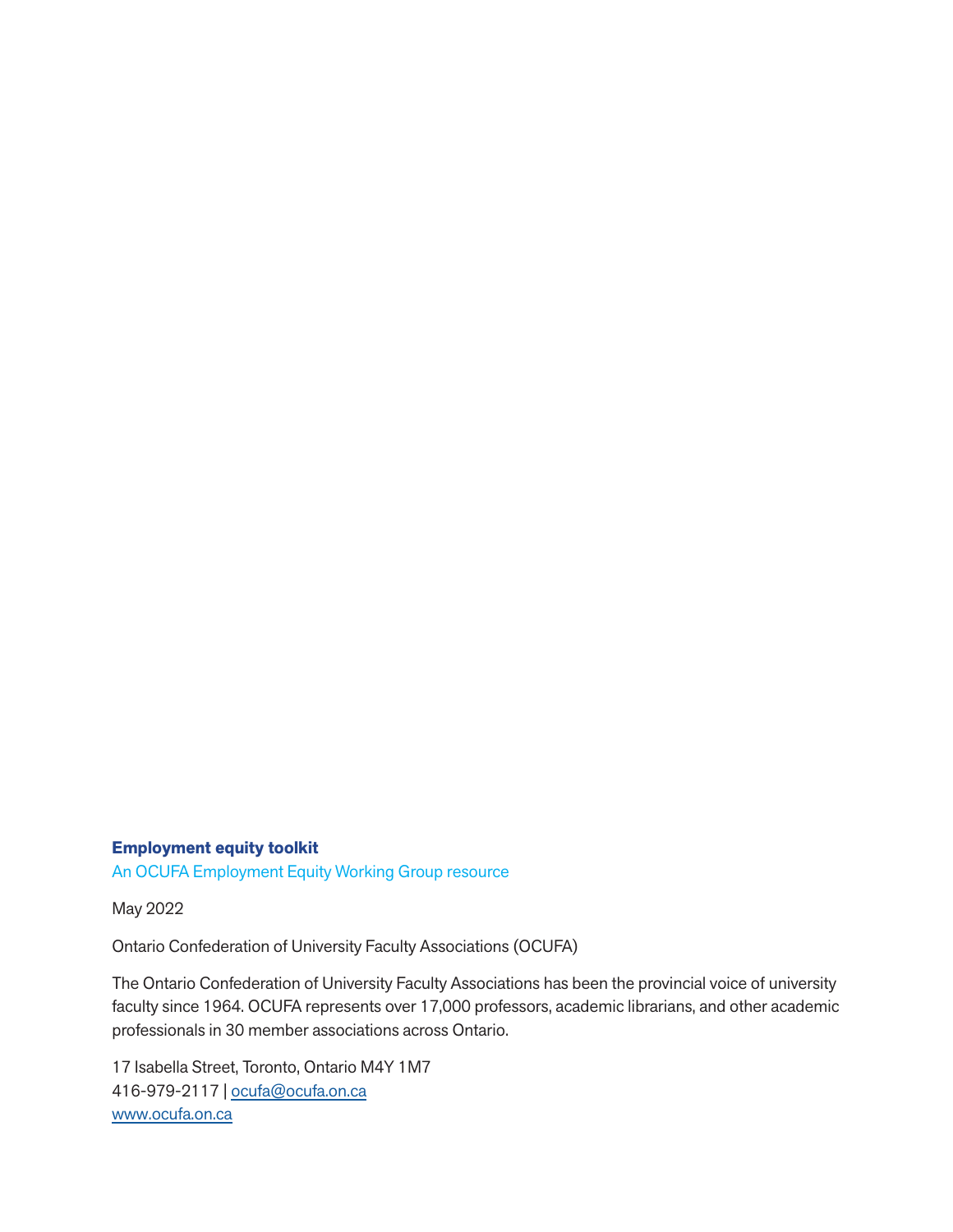**Employment equity toolkit**

An OCUFA Employment Equity Working Group resource

May 2022

Ontario Confederation of University Faculty Associations (OCUFA)

The Ontario Confederation of University Faculty Associations has been the provincial voice of university faculty since 1964. OCUFA represents over 17,000 professors, academic librarians, and other academic professionals in 30 member associations across Ontario.

17 Isabella Street, Toronto, Ontario M4Y 1M7
416-979-2117 | ocufa@ocufa.on.ca
www.ocufa.on.ca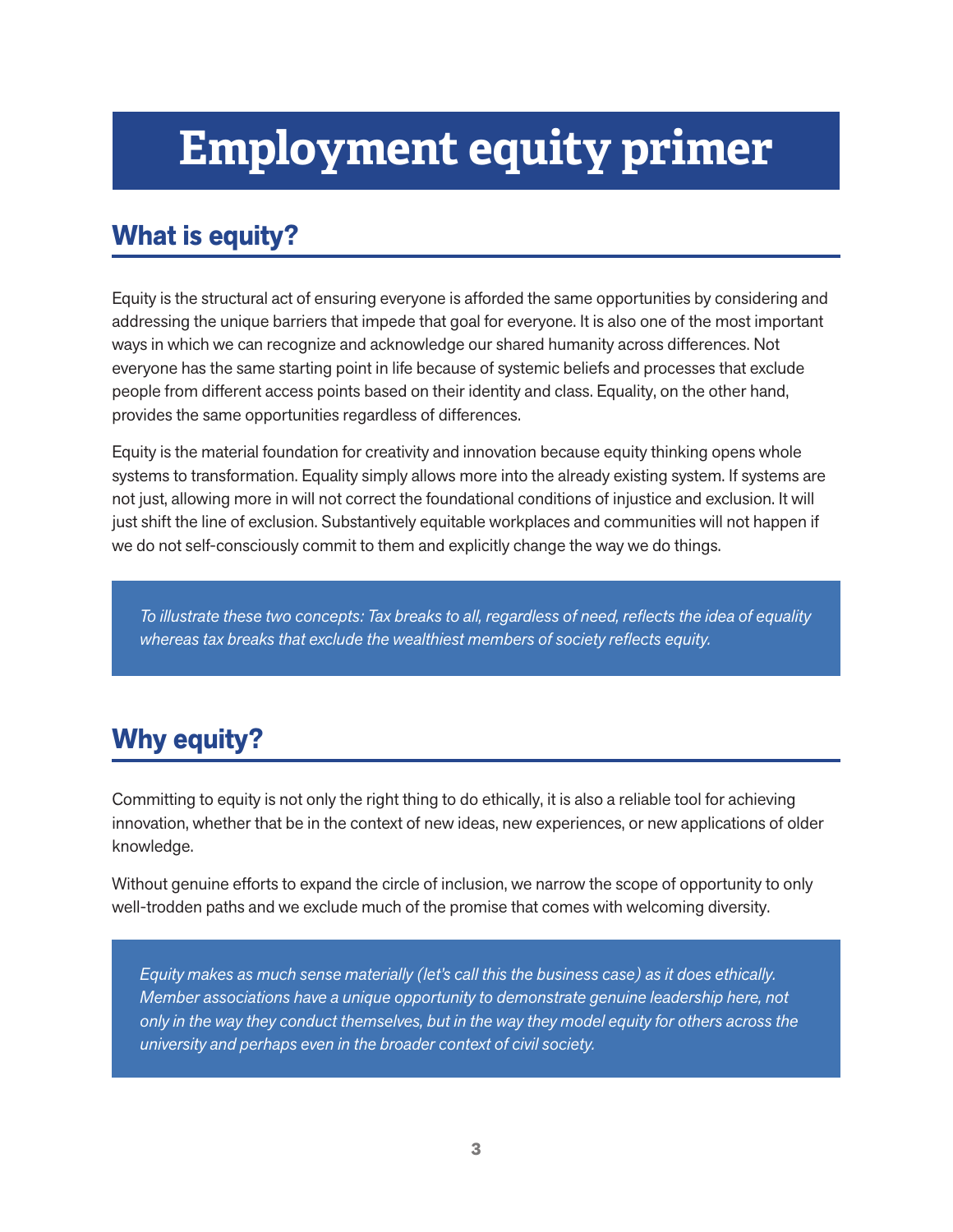# Employment equity primer

## What is equity?

Equity is the structural act of ensuring everyone is afforded the same opportunities by considering and addressing the unique barriers that impede that goal for everyone. It is also one of the most important ways in which we can recognize and acknowledge our shared humanity across differences. Not everyone has the same starting point in life because of systemic beliefs and processes that exclude people from different access points based on their identity and class. Equality, on the other hand, provides the same opportunities regardless of differences.

Equity is the material foundation for creativity and innovation because equity thinking opens whole systems to transformation. Equality simply allows more into the already existing system. If systems are not just, allowing more in will not correct the foundational conditions of injustice and exclusion. It will just shift the line of exclusion. Substantively equitable workplaces and communities will not happen if we do not self-consciously commit to them and explicitly change the way we do things.

> *To illustrate these two concepts: Tax breaks to all, regardless of need, reflects the idea of equality whereas tax breaks that exclude the wealthiest members of society reflects equity.*

## Why equity?

Committing to equity is not only the right thing to do ethically, it is also a reliable tool for achieving innovation, whether that be in the context of new ideas, new experiences, or new applications of older knowledge.

Without genuine efforts to expand the circle of inclusion, we narrow the scope of opportunity to only well-trodden paths and we exclude much of the promise that comes with welcoming diversity.

> *Equity makes as much sense materially (let's call this the business case) as it does ethically. Member associations have a unique opportunity to demonstrate genuine leadership here, not only in the way they conduct themselves, but in the way they model equity for others across the university and perhaps even in the broader context of civil society.*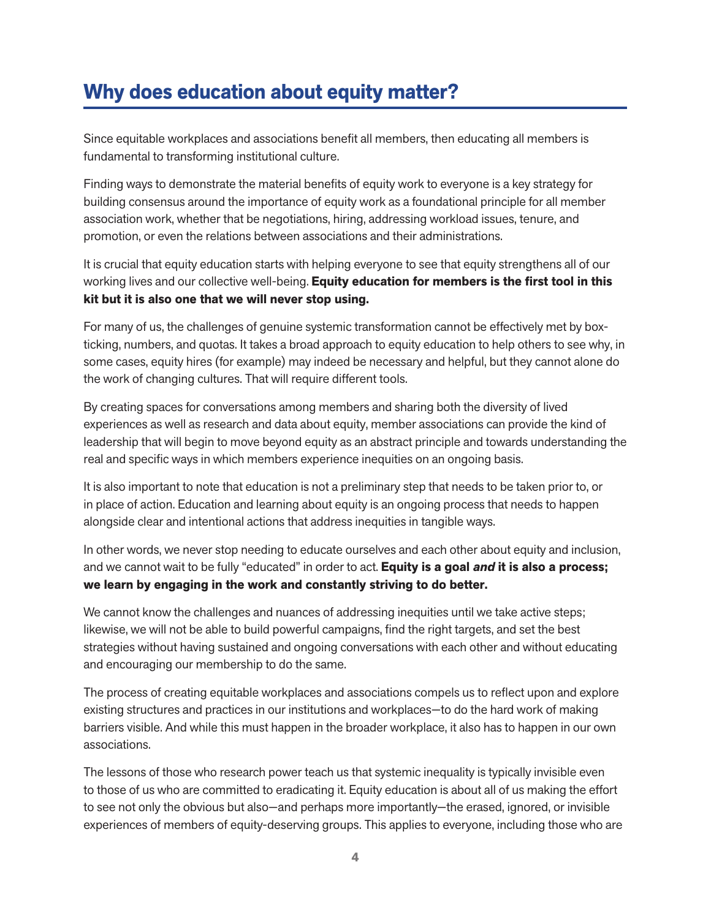## Why does education about equity matter?

Since equitable workplaces and associations benefit all members, then educating all members is fundamental to transforming institutional culture.

Finding ways to demonstrate the material benefits of equity work to everyone is a key strategy for building consensus around the importance of equity work as a foundational principle for all member association work, whether that be negotiations, hiring, addressing workload issues, tenure, and promotion, or even the relations between associations and their administrations.

It is crucial that equity education starts with helping everyone to see that equity strengthens all of our working lives and our collective well-being. **Equity education for members is the first tool in this kit but it is also one that we will never stop using.**

For many of us, the challenges of genuine systemic transformation cannot be effectively met by box-ticking, numbers, and quotas. It takes a broad approach to equity education to help others to see why, in some cases, equity hires (for example) may indeed be necessary and helpful, but they cannot alone do the work of changing cultures. That will require different tools.

By creating spaces for conversations among members and sharing both the diversity of lived experiences as well as research and data about equity, member associations can provide the kind of leadership that will begin to move beyond equity as an abstract principle and towards understanding the real and specific ways in which members experience inequities on an ongoing basis.

It is also important to note that education is not a preliminary step that needs to be taken prior to, or in place of action. Education and learning about equity is an ongoing process that needs to happen alongside clear and intentional actions that address inequities in tangible ways.

In other words, we never stop needing to educate ourselves and each other about equity and inclusion, and we cannot wait to be fully "educated" in order to act. **Equity is a goal *and* it is also a process; we learn by engaging in the work and constantly striving to do better.**

We cannot know the challenges and nuances of addressing inequities until we take active steps; likewise, we will not be able to build powerful campaigns, find the right targets, and set the best strategies without having sustained and ongoing conversations with each other and without educating and encouraging our membership to do the same.

The process of creating equitable workplaces and associations compels us to reflect upon and explore existing structures and practices in our institutions and workplaces—to do the hard work of making barriers visible. And while this must happen in the broader workplace, it also has to happen in our own associations.

The lessons of those who research power teach us that systemic inequality is typically invisible even to those of us who are committed to eradicating it. Equity education is about all of us making the effort to see not only the obvious but also—and perhaps more importantly—the erased, ignored, or invisible experiences of members of equity-deserving groups. This applies to everyone, including those who are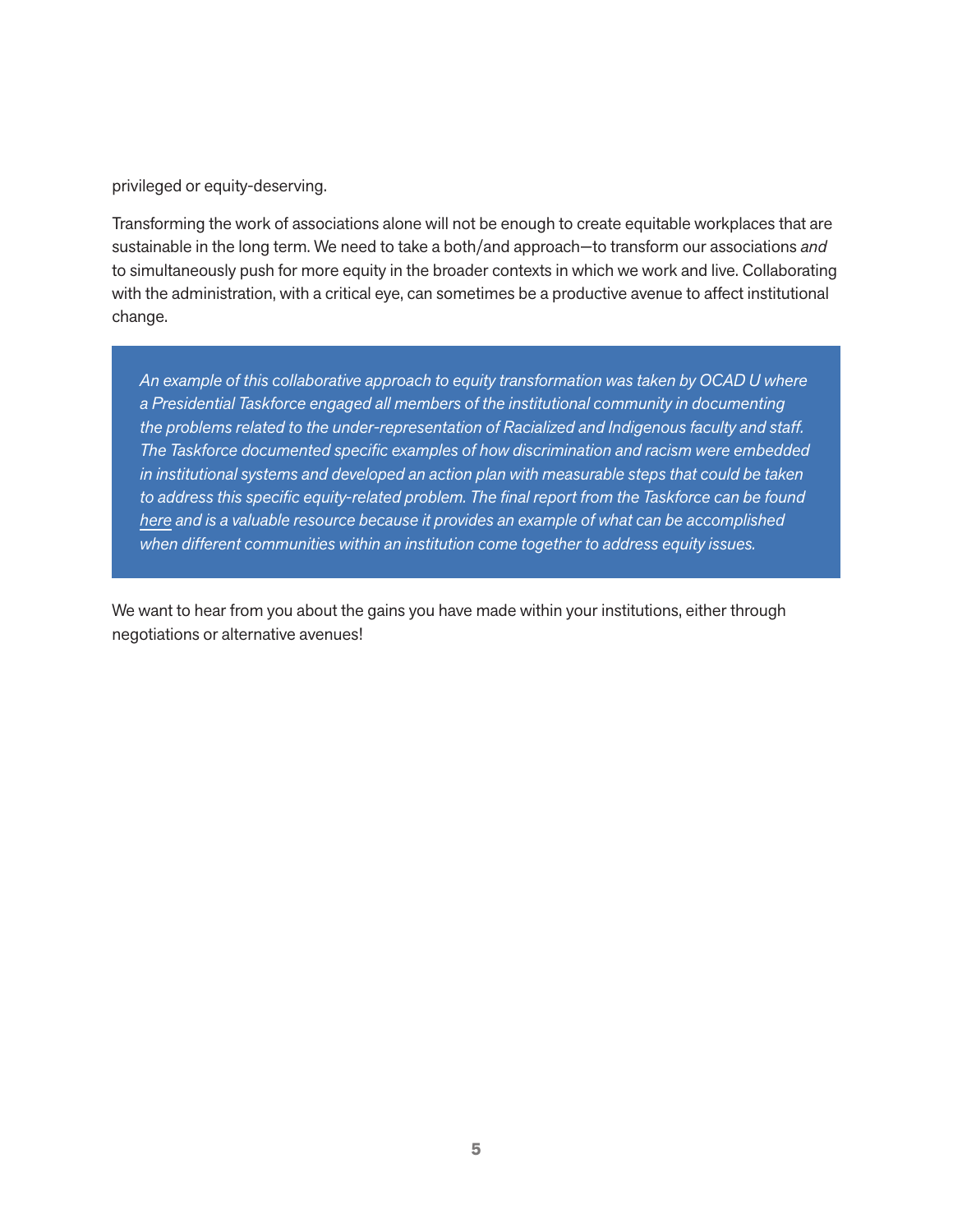privileged or equity-deserving.

Transforming the work of associations alone will not be enough to create equitable workplaces that are sustainable in the long term. We need to take a both/and approach—to transform our associations *and* to simultaneously push for more equity in the broader contexts in which we work and live. Collaborating with the administration, with a critical eye, can sometimes be a productive avenue to affect institutional change.

> *An example of this collaborative approach to equity transformation was taken by OCAD U where a Presidential Taskforce engaged all members of the institutional community in documenting the problems related to the under-representation of Racialized and Indigenous faculty and staff. The Taskforce documented specific examples of how discrimination and racism were embedded in institutional systems and developed an action plan with measurable steps that could be taken to address this specific equity-related problem. The final report from the Taskforce can be found here and is a valuable resource because it provides an example of what can be accomplished when different communities within an institution come together to address equity issues.*

We want to hear from you about the gains you have made within your institutions, either through negotiations or alternative avenues!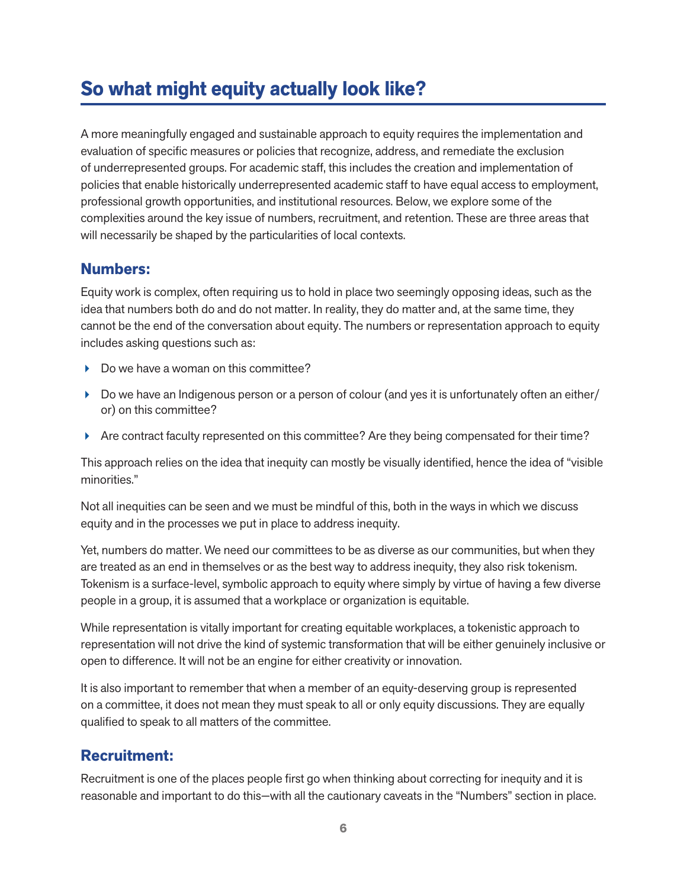## So what might equity actually look like?

A more meaningfully engaged and sustainable approach to equity requires the implementation and evaluation of specific measures or policies that recognize, address, and remediate the exclusion of underrepresented groups. For academic staff, this includes the creation and implementation of policies that enable historically underrepresented academic staff to have equal access to employment, professional growth opportunities, and institutional resources. Below, we explore some of the complexities around the key issue of numbers, recruitment, and retention. These are three areas that will necessarily be shaped by the particularities of local contexts.

### Numbers:

Equity work is complex, often requiring us to hold in place two seemingly opposing ideas, such as the idea that numbers both do and do not matter. In reality, they do matter and, at the same time, they cannot be the end of the conversation about equity. The numbers or representation approach to equity includes asking questions such as:

- Do we have a woman on this committee?
- Do we have an Indigenous person or a person of colour (and yes it is unfortunately often an either/or) on this committee?
- Are contract faculty represented on this committee? Are they being compensated for their time?

This approach relies on the idea that inequity can mostly be visually identified, hence the idea of "visible minorities."

Not all inequities can be seen and we must be mindful of this, both in the ways in which we discuss equity and in the processes we put in place to address inequity.

Yet, numbers do matter. We need our committees to be as diverse as our communities, but when they are treated as an end in themselves or as the best way to address inequity, they also risk tokenism. Tokenism is a surface-level, symbolic approach to equity where simply by virtue of having a few diverse people in a group, it is assumed that a workplace or organization is equitable.

While representation is vitally important for creating equitable workplaces, a tokenistic approach to representation will not drive the kind of systemic transformation that will be either genuinely inclusive or open to difference. It will not be an engine for either creativity or innovation.

It is also important to remember that when a member of an equity-deserving group is represented on a committee, it does not mean they must speak to all or only equity discussions. They are equally qualified to speak to all matters of the committee.

### Recruitment:

Recruitment is one of the places people first go when thinking about correcting for inequity and it is reasonable and important to do this—with all the cautionary caveats in the "Numbers" section in place.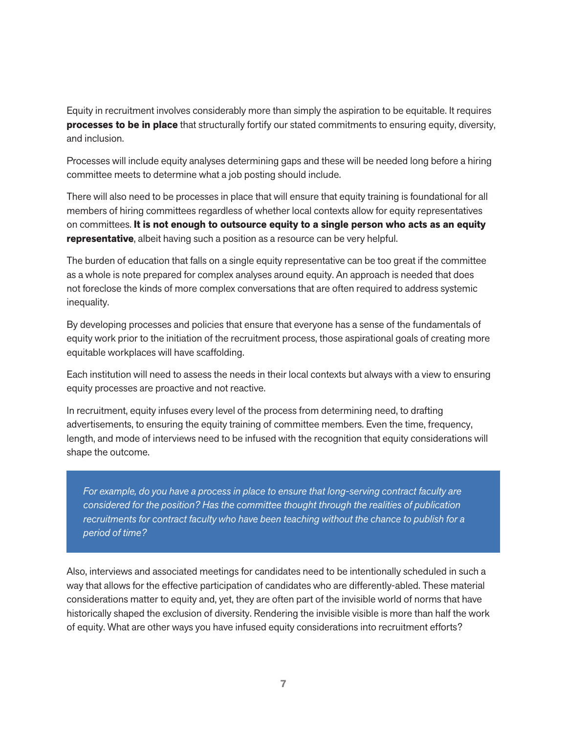Equity in recruitment involves considerably more than simply the aspiration to be equitable. It requires **processes to be in place** that structurally fortify our stated commitments to ensuring equity, diversity, and inclusion.

Processes will include equity analyses determining gaps and these will be needed long before a hiring committee meets to determine what a job posting should include.

There will also need to be processes in place that will ensure that equity training is foundational for all members of hiring committees regardless of whether local contexts allow for equity representatives on committees. **It is not enough to outsource equity to a single person who acts as an equity representative**, albeit having such a position as a resource can be very helpful.

The burden of education that falls on a single equity representative can be too great if the committee as a whole is note prepared for complex analyses around equity. An approach is needed that does not foreclose the kinds of more complex conversations that are often required to address systemic inequality.

By developing processes and policies that ensure that everyone has a sense of the fundamentals of equity work prior to the initiation of the recruitment process, those aspirational goals of creating more equitable workplaces will have scaffolding.

Each institution will need to assess the needs in their local contexts but always with a view to ensuring equity processes are proactive and not reactive.

In recruitment, equity infuses every level of the process from determining need, to drafting advertisements, to ensuring the equity training of committee members. Even the time, frequency, length, and mode of interviews need to be infused with the recognition that equity considerations will shape the outcome.

> *For example, do you have a process in place to ensure that long-serving contract faculty are considered for the position? Has the committee thought through the realities of publication recruitments for contract faculty who have been teaching without the chance to publish for a period of time?*

Also, interviews and associated meetings for candidates need to be intentionally scheduled in such a way that allows for the effective participation of candidates who are differently-abled. These material considerations matter to equity and, yet, they are often part of the invisible world of norms that have historically shaped the exclusion of diversity. Rendering the invisible visible is more than half the work of equity. What are other ways you have infused equity considerations into recruitment efforts?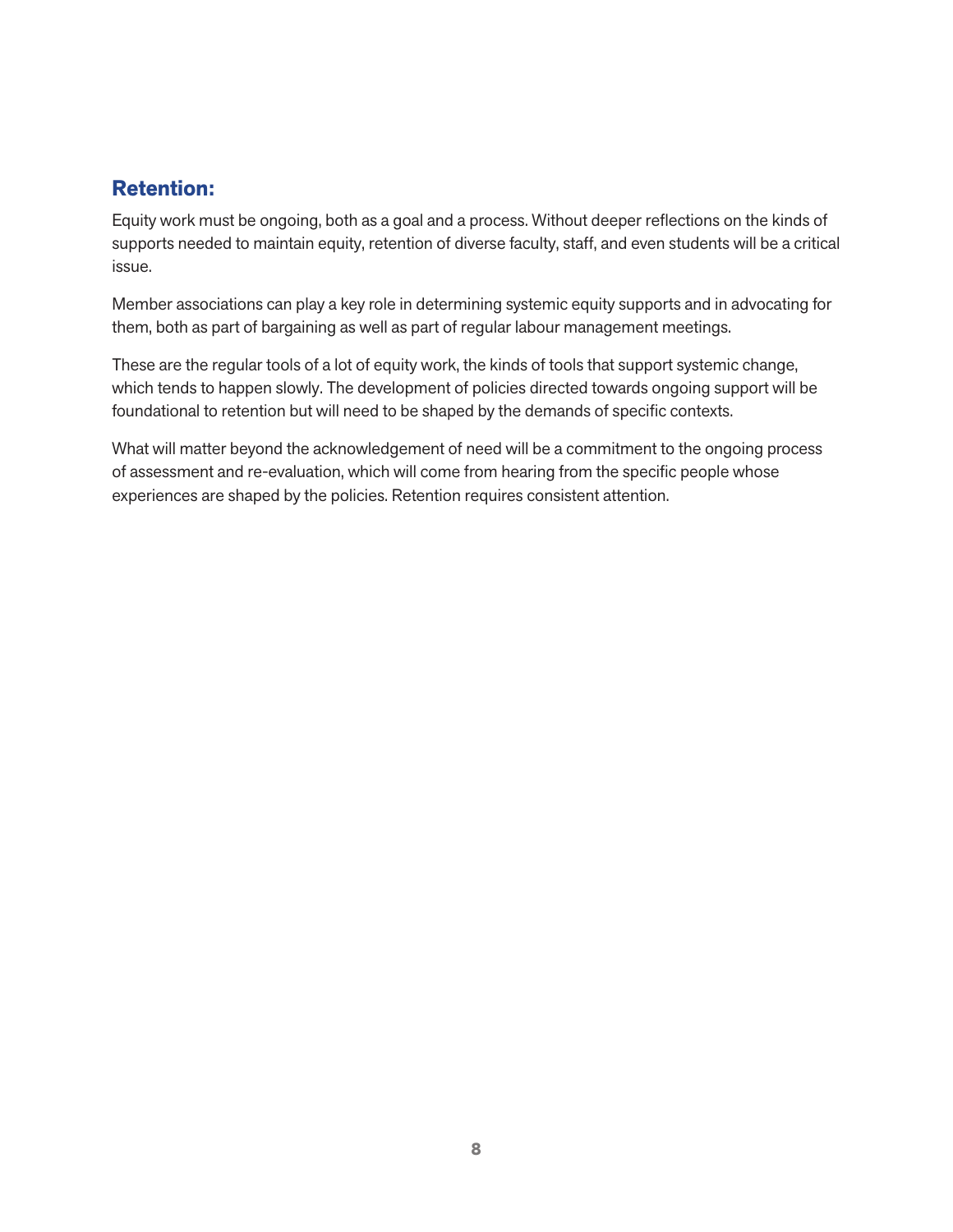## Retention:

Equity work must be ongoing, both as a goal and a process. Without deeper reflections on the kinds of supports needed to maintain equity, retention of diverse faculty, staff, and even students will be a critical issue.

Member associations can play a key role in determining systemic equity supports and in advocating for them, both as part of bargaining as well as part of regular labour management meetings.

These are the regular tools of a lot of equity work, the kinds of tools that support systemic change, which tends to happen slowly. The development of policies directed towards ongoing support will be foundational to retention but will need to be shaped by the demands of specific contexts.

What will matter beyond the acknowledgement of need will be a commitment to the ongoing process of assessment and re-evaluation, which will come from hearing from the specific people whose experiences are shaped by the policies. Retention requires consistent attention.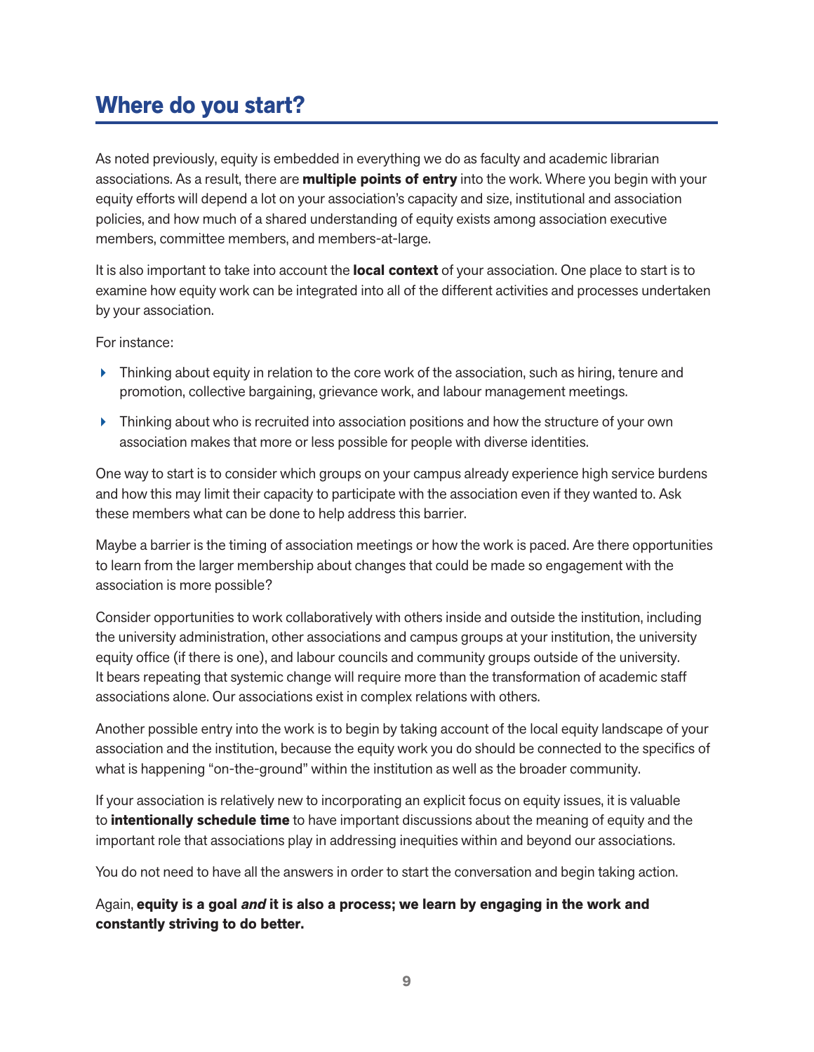## Where do you start?

As noted previously, equity is embedded in everything we do as faculty and academic librarian associations. As a result, there are **multiple points of entry** into the work. Where you begin with your equity efforts will depend a lot on your association's capacity and size, institutional and association policies, and how much of a shared understanding of equity exists among association executive members, committee members, and members-at-large.

It is also important to take into account the **local context** of your association. One place to start is to examine how equity work can be integrated into all of the different activities and processes undertaken by your association.

For instance:

- Thinking about equity in relation to the core work of the association, such as hiring, tenure and promotion, collective bargaining, grievance work, and labour management meetings.
- Thinking about who is recruited into association positions and how the structure of your own association makes that more or less possible for people with diverse identities.

One way to start is to consider which groups on your campus already experience high service burdens and how this may limit their capacity to participate with the association even if they wanted to. Ask these members what can be done to help address this barrier.

Maybe a barrier is the timing of association meetings or how the work is paced. Are there opportunities to learn from the larger membership about changes that could be made so engagement with the association is more possible?

Consider opportunities to work collaboratively with others inside and outside the institution, including the university administration, other associations and campus groups at your institution, the university equity office (if there is one), and labour councils and community groups outside of the university. It bears repeating that systemic change will require more than the transformation of academic staff associations alone. Our associations exist in complex relations with others.

Another possible entry into the work is to begin by taking account of the local equity landscape of your association and the institution, because the equity work you do should be connected to the specifics of what is happening "on-the-ground" within the institution as well as the broader community.

If your association is relatively new to incorporating an explicit focus on equity issues, it is valuable to **intentionally schedule time** to have important discussions about the meaning of equity and the important role that associations play in addressing inequities within and beyond our associations.

You do not need to have all the answers in order to start the conversation and begin taking action.

Again, **equity is a goal *and* it is also a process; we learn by engaging in the work and constantly striving to do better.**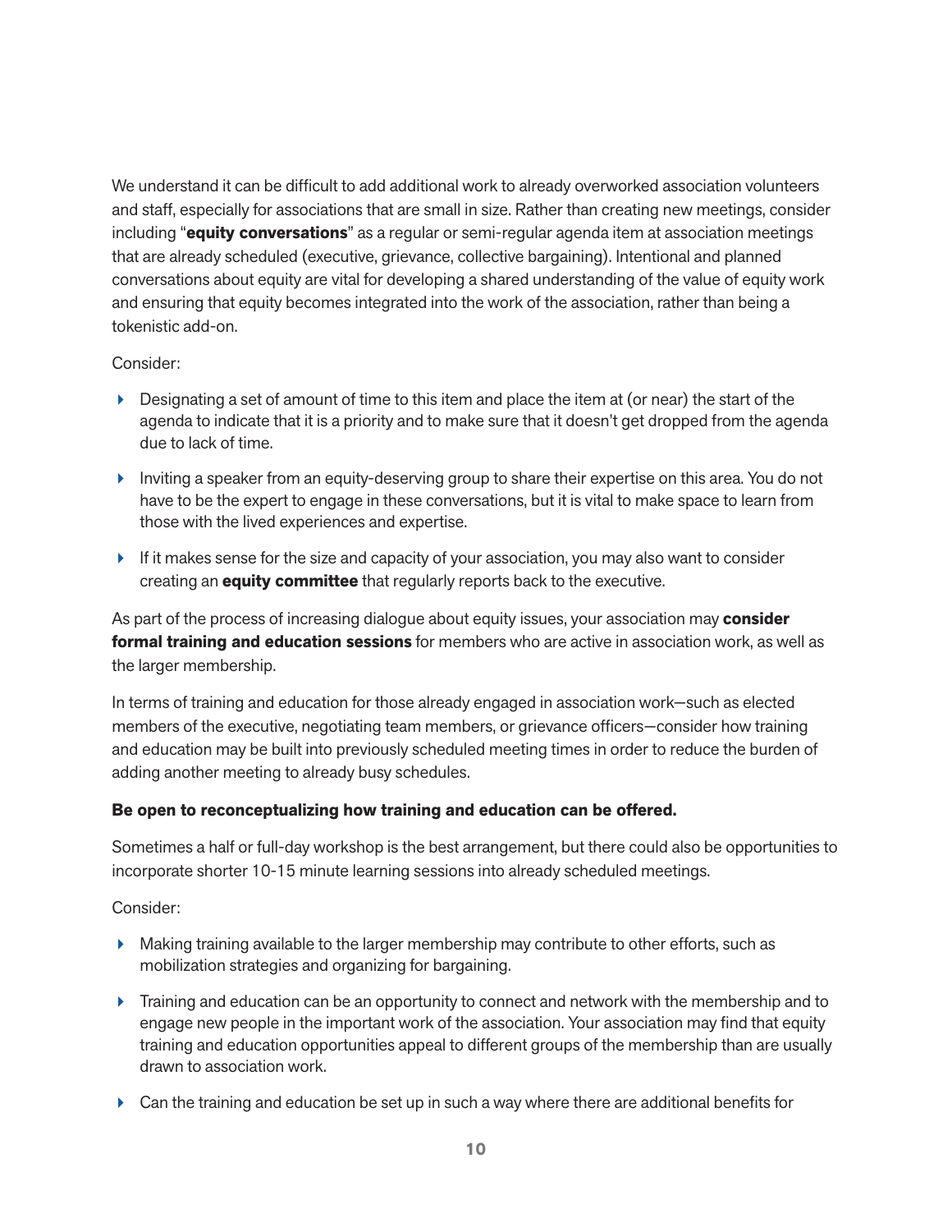We understand it can be difficult to add additional work to already overworked association volunteers and staff, especially for associations that are small in size. Rather than creating new meetings, consider including "**equity conversations**" as a regular or semi-regular agenda item at association meetings that are already scheduled (executive, grievance, collective bargaining). Intentional and planned conversations about equity are vital for developing a shared understanding of the value of equity work and ensuring that equity becomes integrated into the work of the association, rather than being a tokenistic add-on.

Consider:

- Designating a set of amount of time to this item and place the item at (or near) the start of the agenda to indicate that it is a priority and to make sure that it doesn't get dropped from the agenda due to lack of time.
- Inviting a speaker from an equity-deserving group to share their expertise on this area. You do not have to be the expert to engage in these conversations, but it is vital to make space to learn from those with the lived experiences and expertise.
- If it makes sense for the size and capacity of your association, you may also want to consider creating an **equity committee** that regularly reports back to the executive.

As part of the process of increasing dialogue about equity issues, your association may **consider formal training and education sessions** for members who are active in association work, as well as the larger membership.

In terms of training and education for those already engaged in association work—such as elected members of the executive, negotiating team members, or grievance officers—consider how training and education may be built into previously scheduled meeting times in order to reduce the burden of adding another meeting to already busy schedules.

**Be open to reconceptualizing how training and education can be offered.**

Sometimes a half or full-day workshop is the best arrangement, but there could also be opportunities to incorporate shorter 10-15 minute learning sessions into already scheduled meetings.

Consider:

- Making training available to the larger membership may contribute to other efforts, such as mobilization strategies and organizing for bargaining.
- Training and education can be an opportunity to connect and network with the membership and to engage new people in the important work of the association. Your association may find that equity training and education opportunities appeal to different groups of the membership than are usually drawn to association work.
- Can the training and education be set up in such a way where there are additional benefits for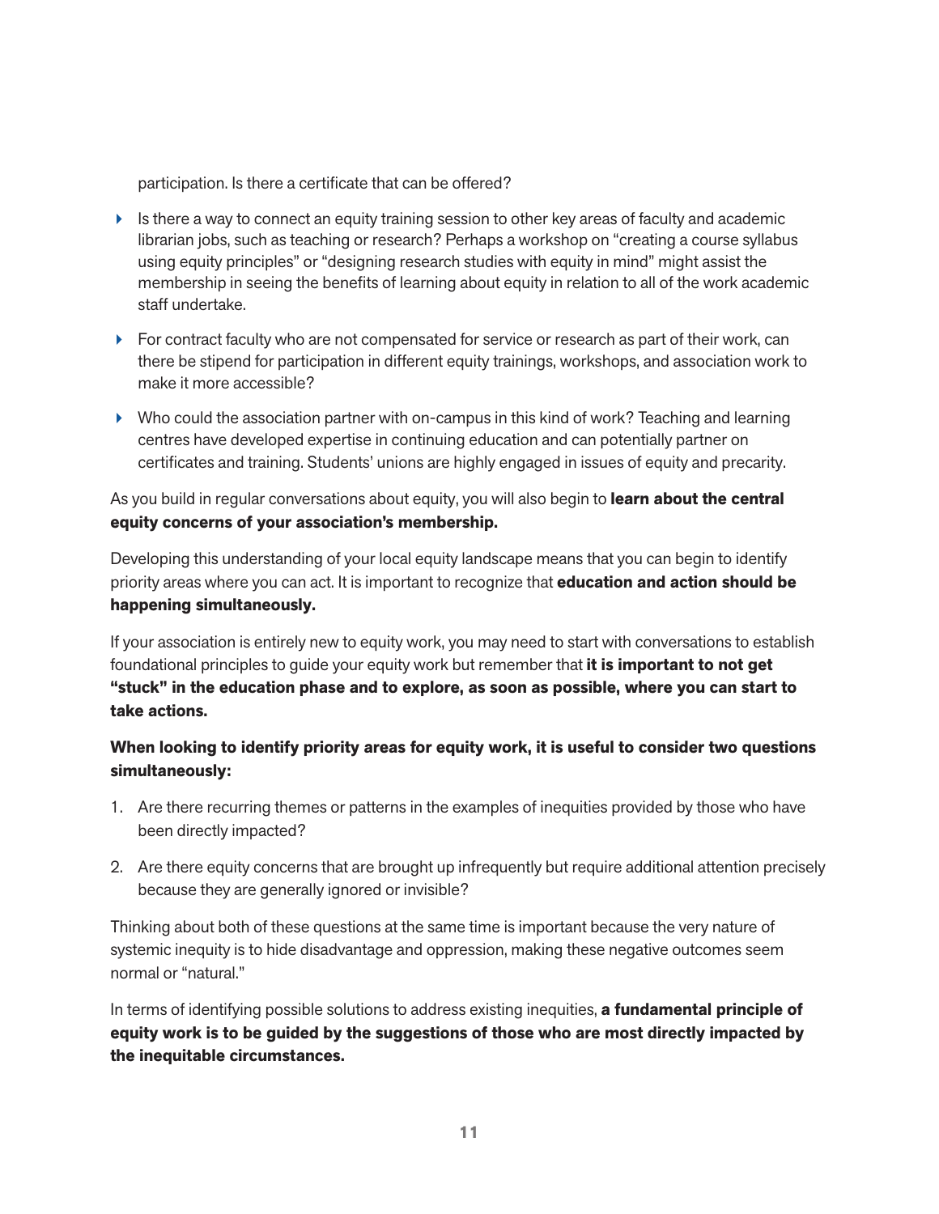participation. Is there a certificate that can be offered?

- Is there a way to connect an equity training session to other key areas of faculty and academic librarian jobs, such as teaching or research? Perhaps a workshop on "creating a course syllabus using equity principles" or "designing research studies with equity in mind" might assist the membership in seeing the benefits of learning about equity in relation to all of the work academic staff undertake.
- For contract faculty who are not compensated for service or research as part of their work, can there be stipend for participation in different equity trainings, workshops, and association work to make it more accessible?
- Who could the association partner with on-campus in this kind of work? Teaching and learning centres have developed expertise in continuing education and can potentially partner on certificates and training. Students' unions are highly engaged in issues of equity and precarity.

As you build in regular conversations about equity, you will also begin to **learn about the central equity concerns of your association's membership.**

Developing this understanding of your local equity landscape means that you can begin to identify priority areas where you can act. It is important to recognize that **education and action should be happening simultaneously.**

If your association is entirely new to equity work, you may need to start with conversations to establish foundational principles to guide your equity work but remember that **it is important to not get "stuck" in the education phase and to explore, as soon as possible, where you can start to take actions.**

**When looking to identify priority areas for equity work, it is useful to consider two questions simultaneously:**

1. Are there recurring themes or patterns in the examples of inequities provided by those who have been directly impacted?
2. Are there equity concerns that are brought up infrequently but require additional attention precisely because they are generally ignored or invisible?

Thinking about both of these questions at the same time is important because the very nature of systemic inequity is to hide disadvantage and oppression, making these negative outcomes seem normal or "natural."

In terms of identifying possible solutions to address existing inequities, **a fundamental principle of equity work is to be guided by the suggestions of those who are most directly impacted by the inequitable circumstances.**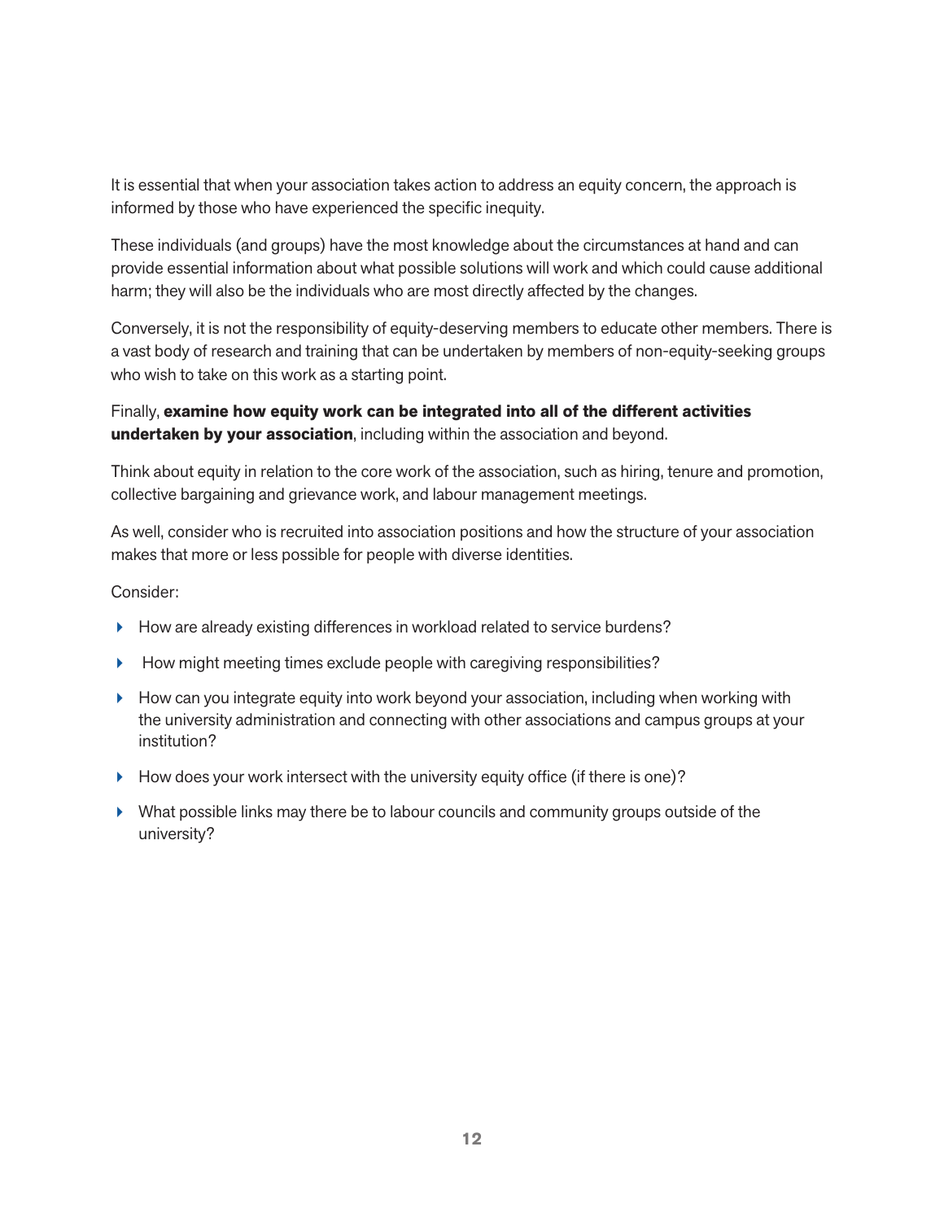It is essential that when your association takes action to address an equity concern, the approach is informed by those who have experienced the specific inequity.

These individuals (and groups) have the most knowledge about the circumstances at hand and can provide essential information about what possible solutions will work and which could cause additional harm; they will also be the individuals who are most directly affected by the changes.

Conversely, it is not the responsibility of equity-deserving members to educate other members. There is a vast body of research and training that can be undertaken by members of non-equity-seeking groups who wish to take on this work as a starting point.

Finally, **examine how equity work can be integrated into all of the different activities undertaken by your association**, including within the association and beyond.

Think about equity in relation to the core work of the association, such as hiring, tenure and promotion, collective bargaining and grievance work, and labour management meetings.

As well, consider who is recruited into association positions and how the structure of your association makes that more or less possible for people with diverse identities.

Consider:

- How are already existing differences in workload related to service burdens?
- How might meeting times exclude people with caregiving responsibilities?
- How can you integrate equity into work beyond your association, including when working with the university administration and connecting with other associations and campus groups at your institution?
- How does your work intersect with the university equity office (if there is one)?
- What possible links may there be to labour councils and community groups outside of the university?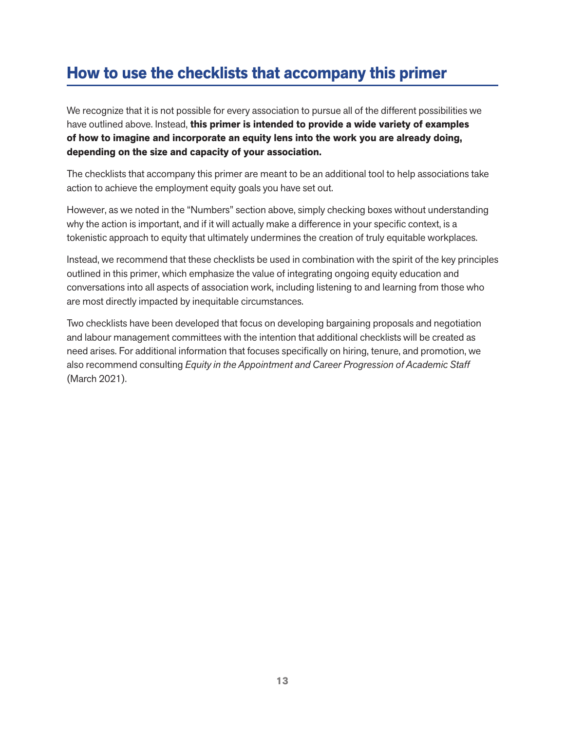## How to use the checklists that accompany this primer

We recognize that it is not possible for every association to pursue all of the different possibilities we have outlined above. Instead, **this primer is intended to provide a wide variety of examples of how to imagine and incorporate an equity lens into the work you are already doing, depending on the size and capacity of your association.**

The checklists that accompany this primer are meant to be an additional tool to help associations take action to achieve the employment equity goals you have set out.

However, as we noted in the "Numbers" section above, simply checking boxes without understanding why the action is important, and if it will actually make a difference in your specific context, is a tokenistic approach to equity that ultimately undermines the creation of truly equitable workplaces.

Instead, we recommend that these checklists be used in combination with the spirit of the key principles outlined in this primer, which emphasize the value of integrating ongoing equity education and conversations into all aspects of association work, including listening to and learning from those who are most directly impacted by inequitable circumstances.

Two checklists have been developed that focus on developing bargaining proposals and negotiation and labour management committees with the intention that additional checklists will be created as need arises. For additional information that focuses specifically on hiring, tenure, and promotion, we also recommend consulting *Equity in the Appointment and Career Progression of Academic Staff* (March 2021).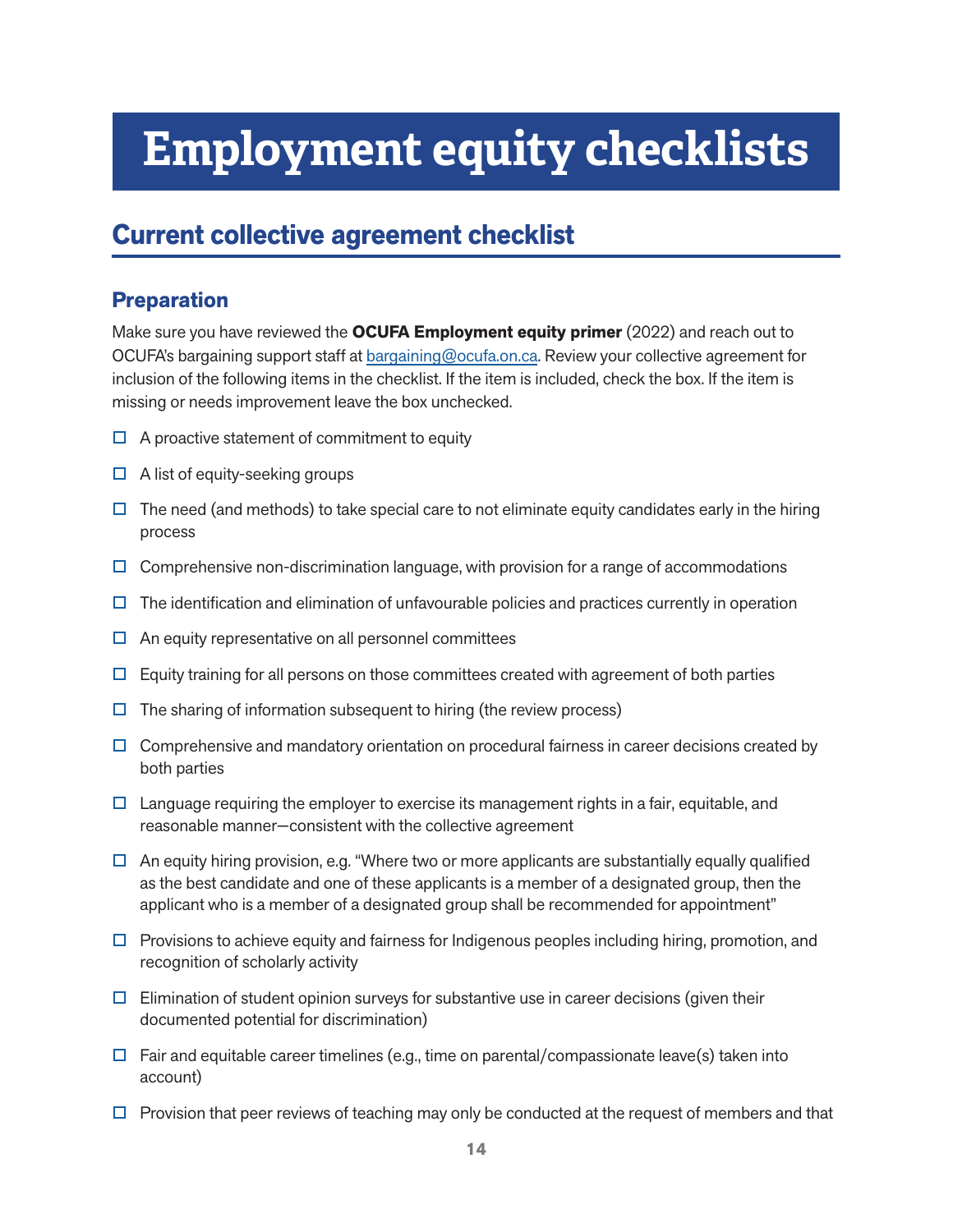# Employment equity checklists

## Current collective agreement checklist

### Preparation

Make sure you have reviewed the **OCUFA Employment equity primer** (2022) and reach out to OCUFA's bargaining support staff at bargaining@ocufa.on.ca. Review your collective agreement for inclusion of the following items in the checklist. If the item is included, check the box. If the item is missing or needs improvement leave the box unchecked.

- ☐ A proactive statement of commitment to equity
- ☐ A list of equity-seeking groups
- ☐ The need (and methods) to take special care to not eliminate equity candidates early in the hiring process
- ☐ Comprehensive non-discrimination language, with provision for a range of accommodations
- ☐ The identification and elimination of unfavourable policies and practices currently in operation
- ☐ An equity representative on all personnel committees
- ☐ Equity training for all persons on those committees created with agreement of both parties
- ☐ The sharing of information subsequent to hiring (the review process)
- ☐ Comprehensive and mandatory orientation on procedural fairness in career decisions created by both parties
- ☐ Language requiring the employer to exercise its management rights in a fair, equitable, and reasonable manner—consistent with the collective agreement
- ☐ An equity hiring provision, e.g. "Where two or more applicants are substantially equally qualified as the best candidate and one of these applicants is a member of a designated group, then the applicant who is a member of a designated group shall be recommended for appointment"
- ☐ Provisions to achieve equity and fairness for Indigenous peoples including hiring, promotion, and recognition of scholarly activity
- ☐ Elimination of student opinion surveys for substantive use in career decisions (given their documented potential for discrimination)
- ☐ Fair and equitable career timelines (e.g., time on parental/compassionate leave(s) taken into account)
- ☐ Provision that peer reviews of teaching may only be conducted at the request of members and that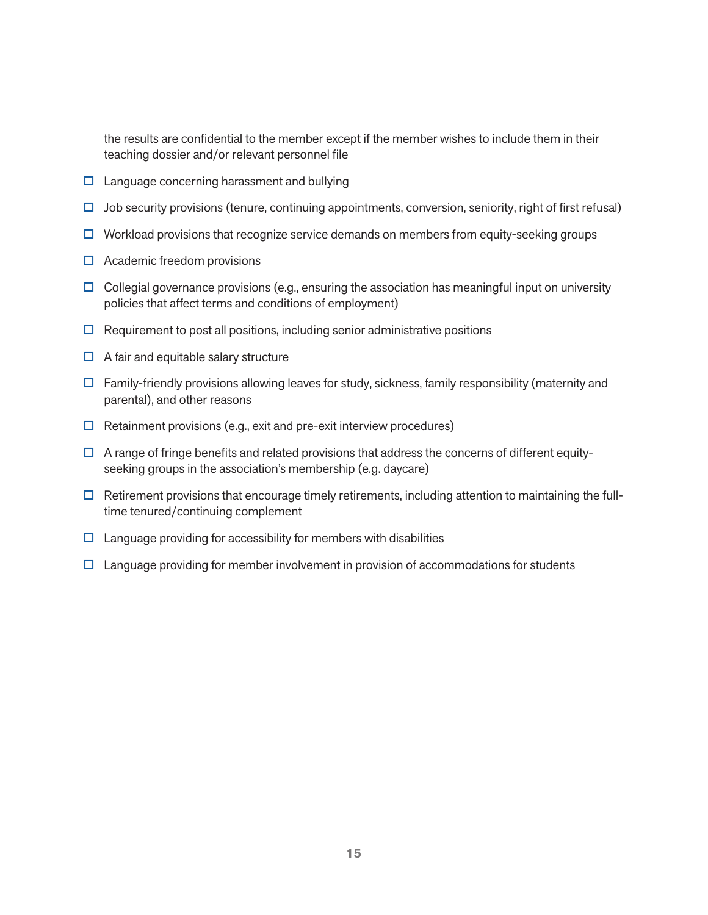the results are confidential to the member except if the member wishes to include them in their teaching dossier and/or relevant personnel file

- ☐ Language concerning harassment and bullying
- ☐ Job security provisions (tenure, continuing appointments, conversion, seniority, right of first refusal)
- ☐ Workload provisions that recognize service demands on members from equity-seeking groups
- ☐ Academic freedom provisions
- ☐ Collegial governance provisions (e.g., ensuring the association has meaningful input on university policies that affect terms and conditions of employment)
- ☐ Requirement to post all positions, including senior administrative positions
- ☐ A fair and equitable salary structure
- ☐ Family-friendly provisions allowing leaves for study, sickness, family responsibility (maternity and parental), and other reasons
- ☐ Retainment provisions (e.g., exit and pre-exit interview procedures)
- ☐ A range of fringe benefits and related provisions that address the concerns of different equity-seeking groups in the association's membership (e.g. daycare)
- ☐ Retirement provisions that encourage timely retirements, including attention to maintaining the full-time tenured/continuing complement
- ☐ Language providing for accessibility for members with disabilities
- ☐ Language providing for member involvement in provision of accommodations for students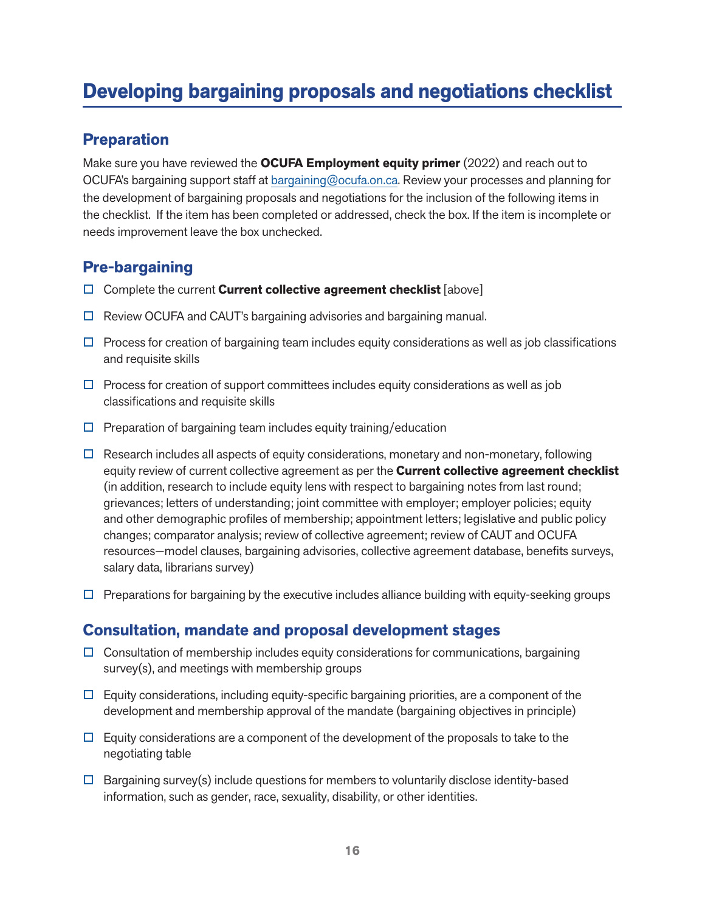# Developing bargaining proposals and negotiations checklist

## Preparation

Make sure you have reviewed the **OCUFA Employment equity primer** (2022) and reach out to OCUFA's bargaining support staff at bargaining@ocufa.on.ca. Review your processes and planning for the development of bargaining proposals and negotiations for the inclusion of the following items in the checklist. If the item has been completed or addressed, check the box. If the item is incomplete or needs improvement leave the box unchecked.

## Pre-bargaining

- ☐ Complete the current **Current collective agreement checklist** [above]
- ☐ Review OCUFA and CAUT's bargaining advisories and bargaining manual.
- ☐ Process for creation of bargaining team includes equity considerations as well as job classifications and requisite skills
- ☐ Process for creation of support committees includes equity considerations as well as job classifications and requisite skills
- ☐ Preparation of bargaining team includes equity training/education
- ☐ Research includes all aspects of equity considerations, monetary and non-monetary, following equity review of current collective agreement as per the **Current collective agreement checklist** (in addition, research to include equity lens with respect to bargaining notes from last round; grievances; letters of understanding; joint committee with employer; employer policies; equity and other demographic profiles of membership; appointment letters; legislative and public policy changes; comparator analysis; review of collective agreement; review of CAUT and OCUFA resources—model clauses, bargaining advisories, collective agreement database, benefits surveys, salary data, librarians survey)
- ☐ Preparations for bargaining by the executive includes alliance building with equity-seeking groups

## Consultation, mandate and proposal development stages

- ☐ Consultation of membership includes equity considerations for communications, bargaining survey(s), and meetings with membership groups
- ☐ Equity considerations, including equity-specific bargaining priorities, are a component of the development and membership approval of the mandate (bargaining objectives in principle)
- ☐ Equity considerations are a component of the development of the proposals to take to the negotiating table
- ☐ Bargaining survey(s) include questions for members to voluntarily disclose identity-based information, such as gender, race, sexuality, disability, or other identities.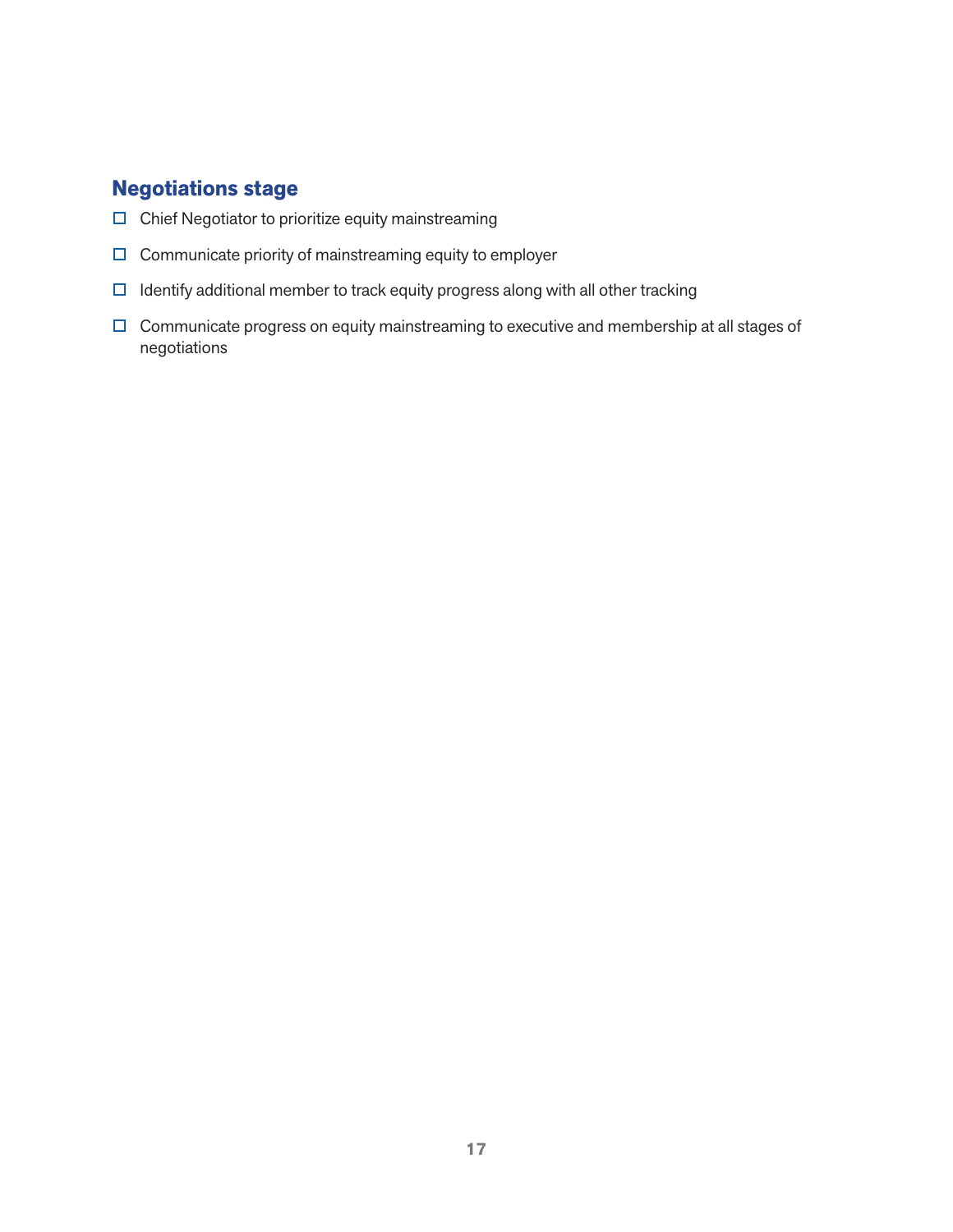### Negotiations stage

- [ ] Chief Negotiator to prioritize equity mainstreaming
- [ ] Communicate priority of mainstreaming equity to employer
- [ ] Identify additional member to track equity progress along with all other tracking
- [ ] Communicate progress on equity mainstreaming to executive and membership at all stages of negotiations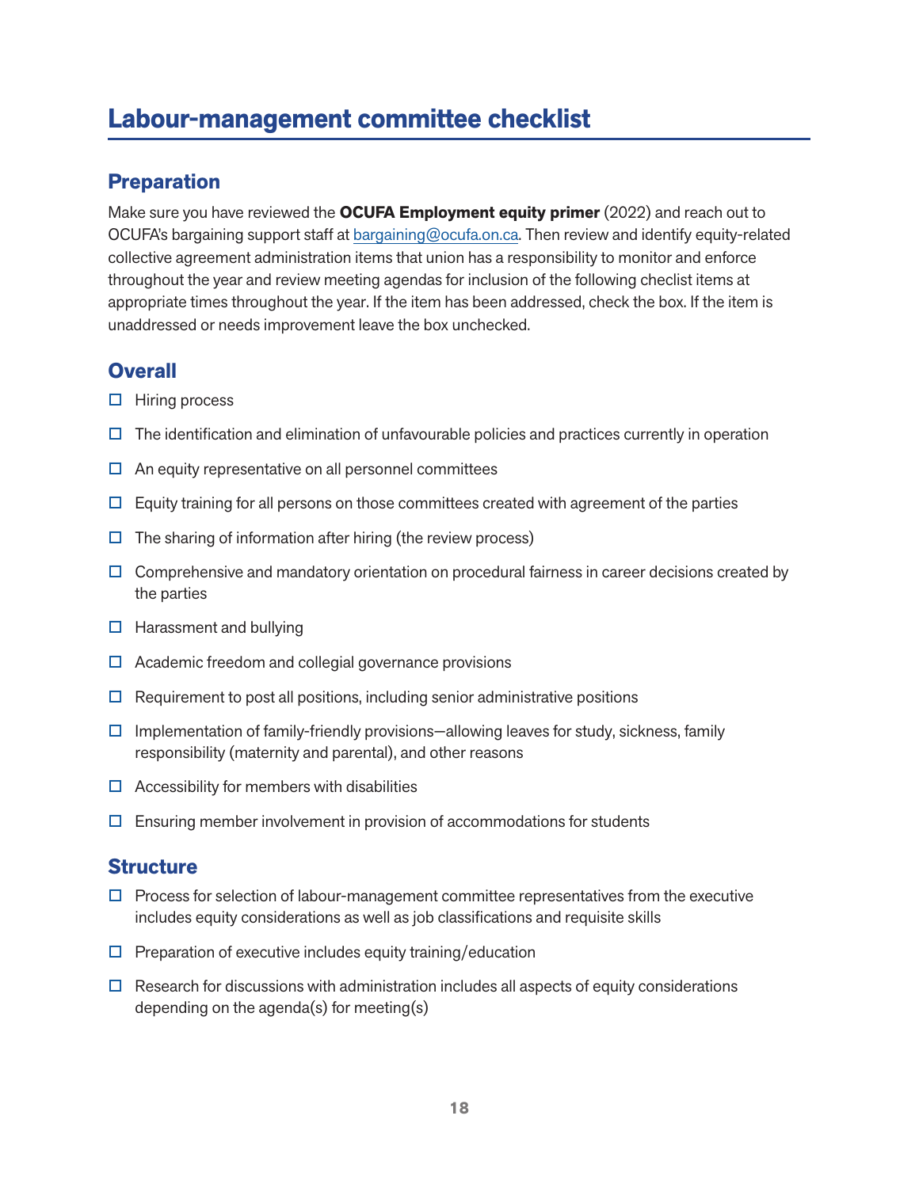# Labour-management committee checklist

## Preparation

Make sure you have reviewed the **OCUFA Employment equity primer** (2022) and reach out to OCUFA's bargaining support staff at bargaining@ocufa.on.ca. Then review and identify equity-related collective agreement administration items that union has a responsibility to monitor and enforce throughout the year and review meeting agendas for inclusion of the following checlist items at appropriate times throughout the year. If the item has been addressed, check the box. If the item is unaddressed or needs improvement leave the box unchecked.

## Overall

- [ ] Hiring process
- [ ] The identification and elimination of unfavourable policies and practices currently in operation
- [ ] An equity representative on all personnel committees
- [ ] Equity training for all persons on those committees created with agreement of the parties
- [ ] The sharing of information after hiring (the review process)
- [ ] Comprehensive and mandatory orientation on procedural fairness in career decisions created by the parties
- [ ] Harassment and bullying
- [ ] Academic freedom and collegial governance provisions
- [ ] Requirement to post all positions, including senior administrative positions
- [ ] Implementation of family-friendly provisions—allowing leaves for study, sickness, family responsibility (maternity and parental), and other reasons
- [ ] Accessibility for members with disabilities
- [ ] Ensuring member involvement in provision of accommodations for students

## Structure

- [ ] Process for selection of labour-management committee representatives from the executive includes equity considerations as well as job classifications and requisite skills
- [ ] Preparation of executive includes equity training/education
- [ ] Research for discussions with administration includes all aspects of equity considerations depending on the agenda(s) for meeting(s)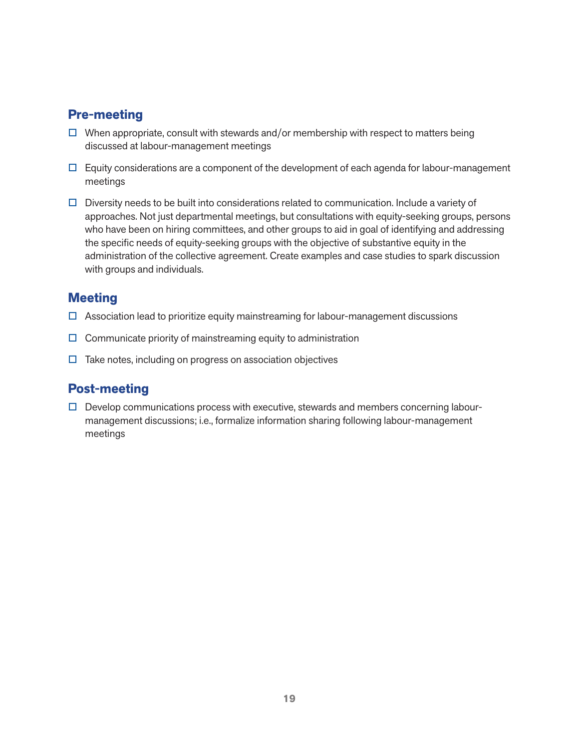## Pre-meeting

- [ ] When appropriate, consult with stewards and/or membership with respect to matters being discussed at labour-management meetings
- [ ] Equity considerations are a component of the development of each agenda for labour-management meetings
- [ ] Diversity needs to be built into considerations related to communication. Include a variety of approaches. Not just departmental meetings, but consultations with equity-seeking groups, persons who have been on hiring committees, and other groups to aid in goal of identifying and addressing the specific needs of equity-seeking groups with the objective of substantive equity in the administration of the collective agreement. Create examples and case studies to spark discussion with groups and individuals.

## Meeting

- [ ] Association lead to prioritize equity mainstreaming for labour-management discussions
- [ ] Communicate priority of mainstreaming equity to administration
- [ ] Take notes, including on progress on association objectives

## Post-meeting

- [ ] Develop communications process with executive, stewards and members concerning labour-management discussions; i.e., formalize information sharing following labour-management meetings